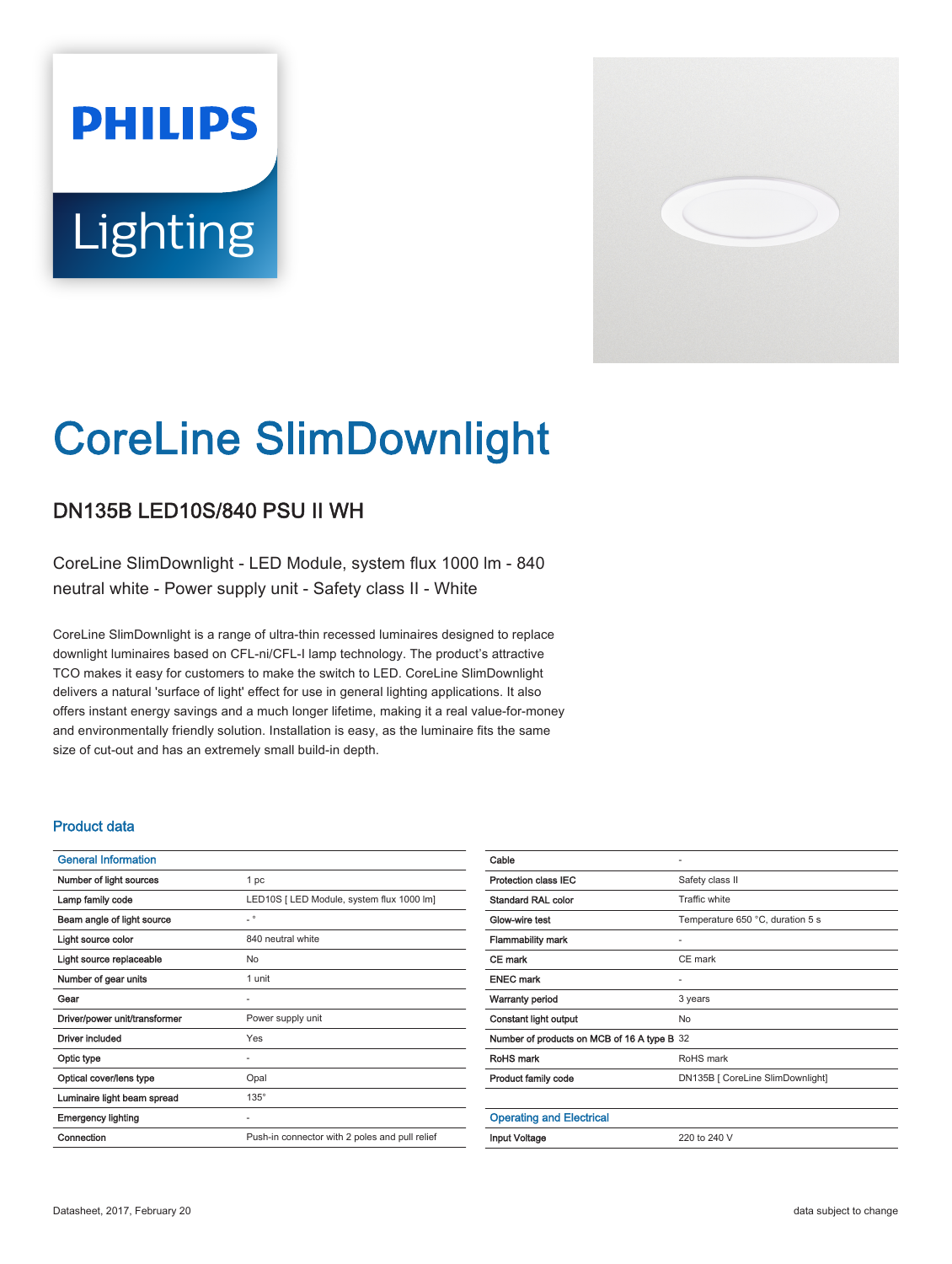PHILIPS

Lighting

# CoreLine SlimDownlight

## DN135B LED10S/840 PSU II WH

CoreLine SlimDownlight - LED Module, system flux 1000 lm - 840 neutral white - Power supply unit - Safety class II - White

CoreLine SlimDownlight is a range of ultra-thin recessed luminaires designed to replace downlight luminaires based on CFL-ni/CFL-I lamp technology. The product's attractive TCO makes it easy for customers to make the switch to LED. CoreLine SlimDownlight delivers a natural 'surface of light' effect for use in general lighting applications. It also offers instant energy savings and a much longer lifetime, making it a real value-for-money and environmentally friendly solution. Installation is easy, as the luminaire fits the same size of cut-out and has an extremely small build-in depth.

### Product data

| General Information | |
|---|---|
| Number of light sources | 1 pc |
| Lamp family code | LED10S [ LED Module, system flux 1000 lm] |
| Beam angle of light source | - ° |
| Light source color | 840 neutral white |
| Light source replaceable | No |
| Number of gear units | 1 unit |
| Gear | - |
| Driver/power unit/transformer | Power supply unit |
| Driver included | Yes |
| Optic type | - |
| Optical cover/lens type | Opal |
| Luminaire light beam spread | 135° |
| Emergency lighting | - |
| Connection | Push-in connector with 2 poles and pull relief |
| Cable | - |
| Protection class IEC | Safety class II |
| Standard RAL color | Traffic white |
| Glow-wire test | Temperature 650 °C, duration 5 s |
| Flammability mark | - |
| CE mark | CE mark |
| ENEC mark | - |
| Warranty period | 3 years |
| Constant light output | No |
| Number of products on MCB of 16 A type B | 32 |
| RoHS mark | RoHS mark |
| Product family code | DN135B [ CoreLine SlimDownlight] |

| Operating and Electrical | |
|---|---|
| Input Voltage | 220 to 240 V |

Datasheet, 2017, February 20

data subject to change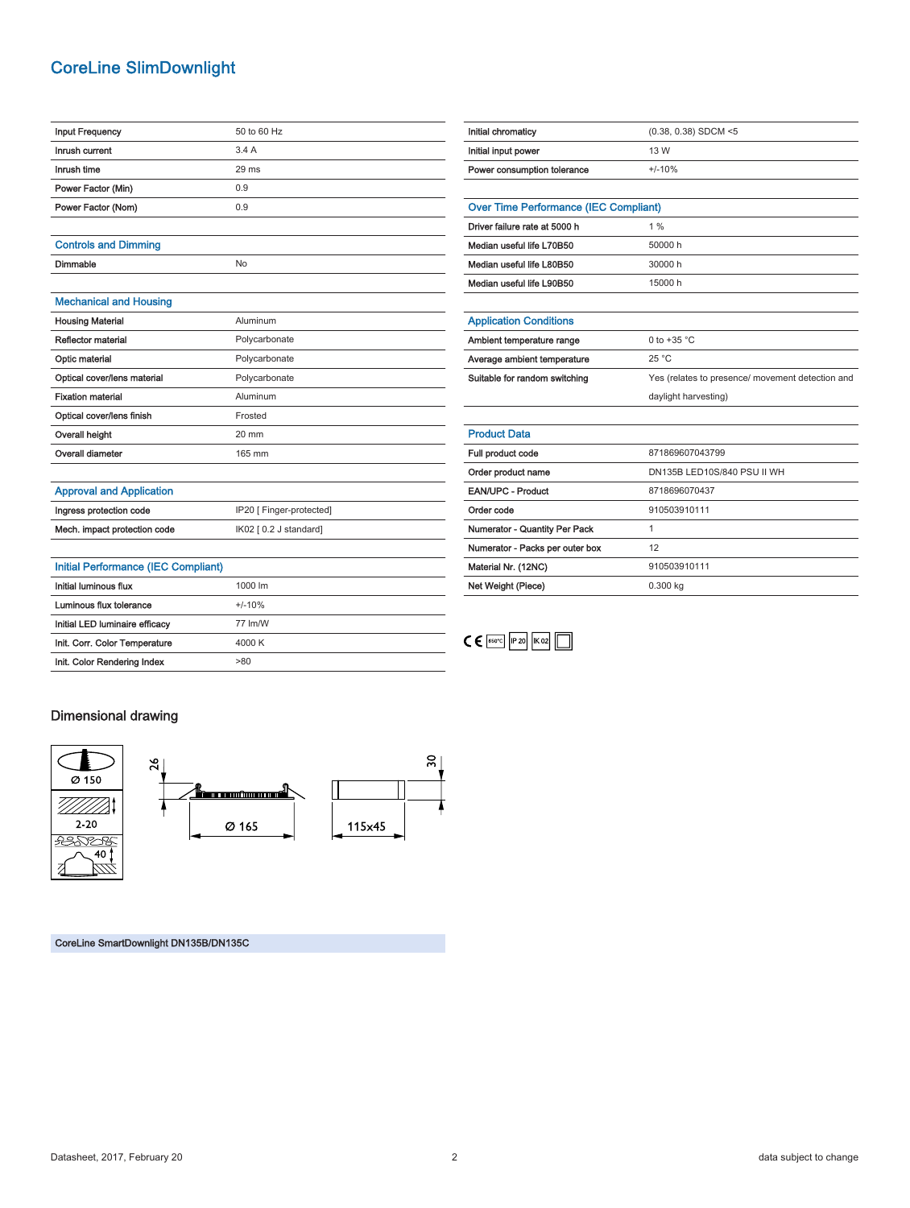# CoreLine SlimDownlight

| | |
|---|---|
| Input Frequency | 50 to 60 Hz |
| Inrush current | 3.4 A |
| Inrush time | 29 ms |
| Power Factor (Min) | 0.9 |
| Power Factor (Nom) | 0.9 |

## Controls and Dimming

| | |
|---|---|
| Dimmable | No |

## Mechanical and Housing

| | |
|---|---|
| Housing Material | Aluminum |
| Reflector material | Polycarbonate |
| Optic material | Polycarbonate |
| Optical cover/lens material | Polycarbonate |
| Fixation material | Aluminum |
| Optical cover/lens finish | Frosted |
| Overall height | 20 mm |
| Overall diameter | 165 mm |

## Approval and Application

| | |
|---|---|
| Ingress protection code | IP20 [ Finger-protected] |
| Mech. impact protection code | IK02 [ 0.2 J standard] |

## Initial Performance (IEC Compliant)

| | |
|---|---|
| Initial luminous flux | 1000 lm |
| Luminous flux tolerance | +/-10% |
| Initial LED luminaire efficacy | 77 lm/W |
| Init. Corr. Color Temperature | 4000 K |
| Init. Color Rendering Index | >80 |

| | |
|---|---|
| Initial chromaticity | (0.38, 0.38) SDCM <5 |
| Initial input power | 13 W |
| Power consumption tolerance | +/-10% |

## Over Time Performance (IEC Compliant)

| | |
|---|---|
| Driver failure rate at 5000 h | 1 % |
| Median useful life L70B50 | 50000 h |
| Median useful life L80B50 | 30000 h |
| Median useful life L90B50 | 15000 h |

## Application Conditions

| | |
|---|---|
| Ambient temperature range | 0 to +35 °C |
| Average ambient temperature | 25 °C |
| Suitable for random switching | Yes (relates to presence/ movement detection and daylight harvesting) |

## Product Data

| | |
|---|---|
| Full product code | 871869607043799 |
| Order product name | DN135B LED10S/840 PSU II WH |
| EAN/UPC - Product | 8718696070437 |
| Order code | 910503910111 |
| Numerator - Quantity Per Pack | 1 |
| Numerator - Packs per outer box | 12 |
| Material Nr. (12NC) | 910503910111 |
| Net Weight (Piece) | 0.300 kg |

CE 650°C IP 20 IK 02

## Dimensional drawing

Ø 150
2-20
40
26
Ø 165
115x45
30

CoreLine SmartDownlight DN135B/DN135C

Datasheet, 2017, February 20

data subject to change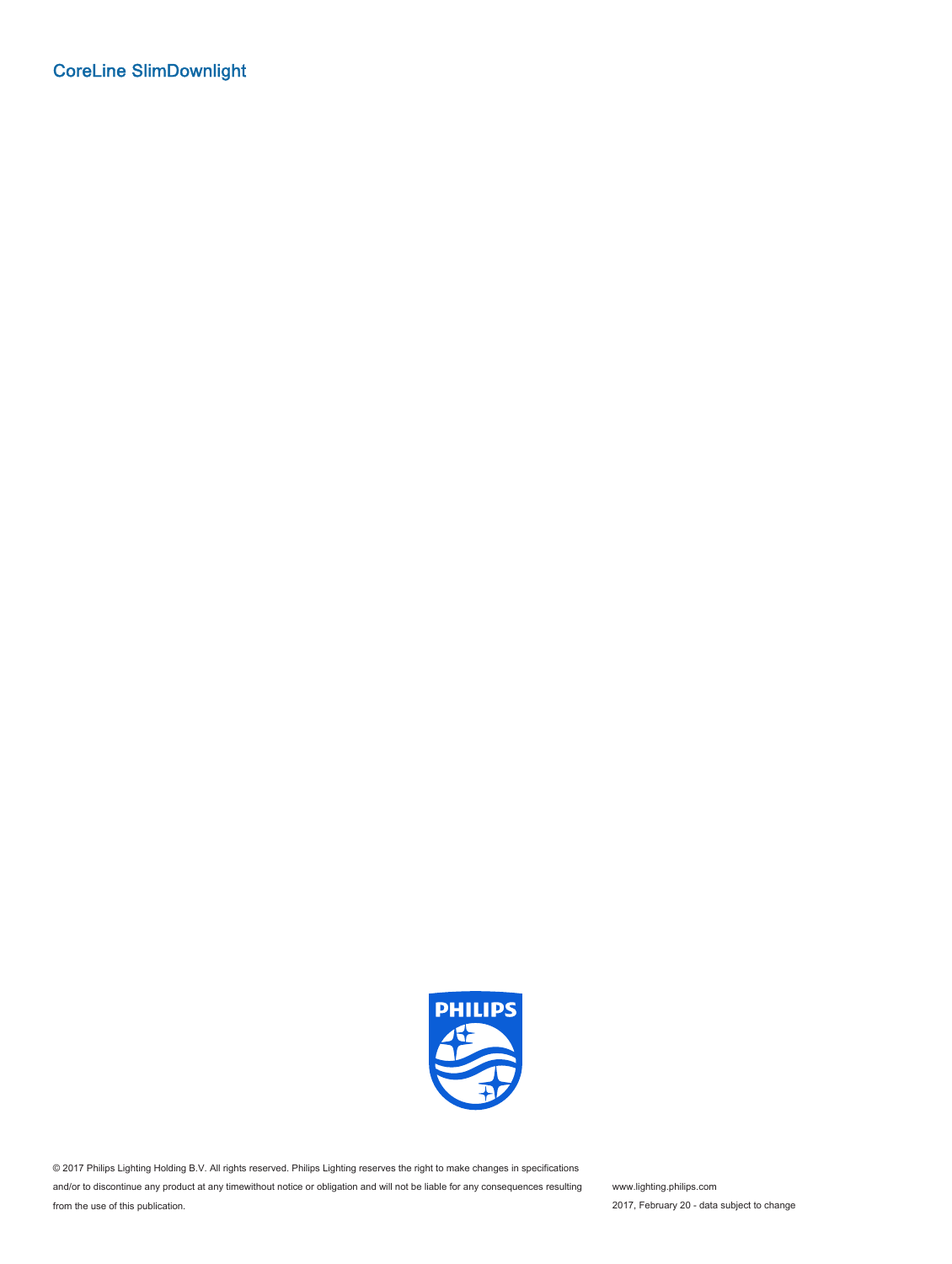CoreLine SlimDownlight

© 2017 Philips Lighting Holding B.V. All rights reserved. Philips Lighting reserves the right to make changes in specifications and/or to discontinue any product at any timewithout notice or obligation and will not be liable for any consequences resulting from the use of this publication.

www.lighting.philips.com

2017, February 20 - data subject to change